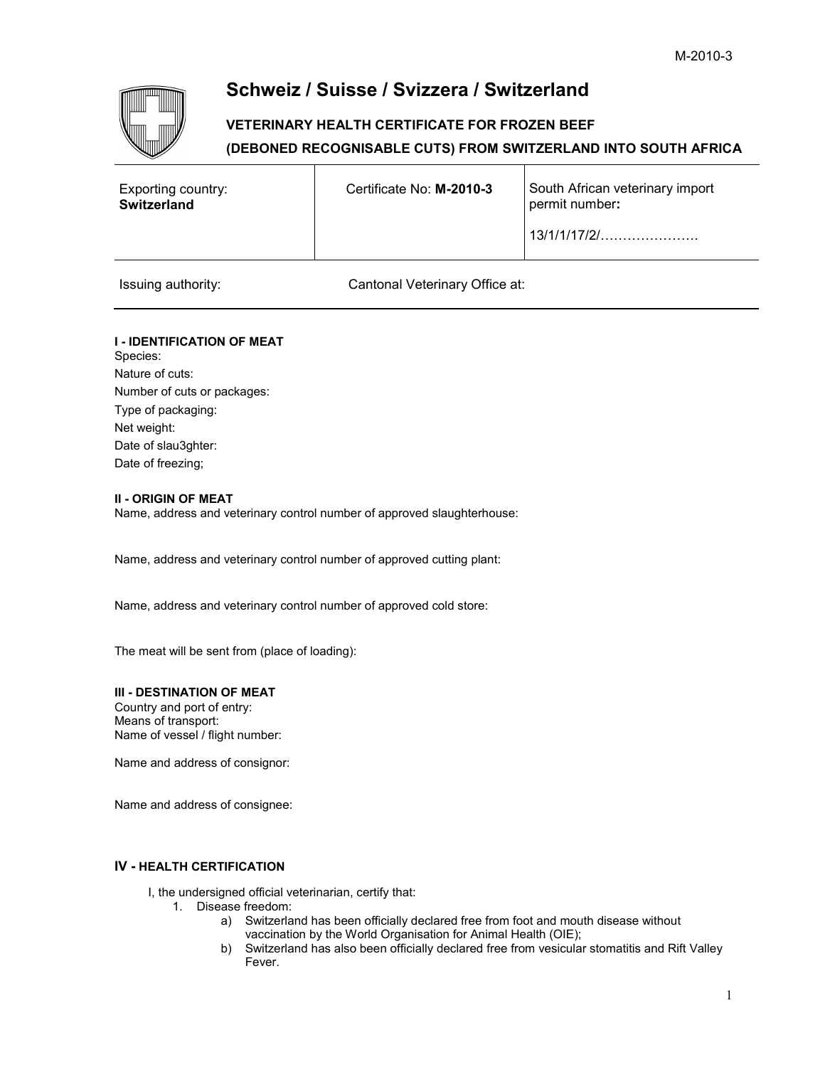# Schweiz / Suisse / Svizzera / Switzerland

**VETERINARY HEALTH CERTIFICATE FOR FROZEN BEEF**

**(DEBONED RECOGNISABLE CUTS) FROM SWITZERLAND INTO SOUTH AFRICA**

| Exporting country: **Switzerland** | Certificate No: **M-2010-3** | South African veterinary import permit number**:** 13/1/1/17/2/…………………. |
|---|---|---|

Issuing authority: Cantonal Veterinary Office at:

**I - IDENTIFICATION OF MEAT**

Species:

Nature of cuts:

Number of cuts or packages:

Type of packaging:

Net weight:

Date of slau3ghter:

Date of freezing;

**II - ORIGIN OF MEAT**

Name, address and veterinary control number of approved slaughterhouse:

Name, address and veterinary control number of approved cutting plant:

Name, address and veterinary control number of approved cold store:

The meat will be sent from (place of loading):

**III - DESTINATION OF MEAT**

Country and port of entry:
Means of transport:
Name of vessel / flight number:

Name and address of consignor:

Name and address of consignee:

**IV - HEALTH CERTIFICATION**

I, the undersigned official veterinarian, certify that:

1. Disease freedom:
   a) Switzerland has been officially declared free from foot and mouth disease without vaccination by the World Organisation for Animal Health (OIE);
   b) Switzerland has also been officially declared free from vesicular stomatitis and Rift Valley Fever.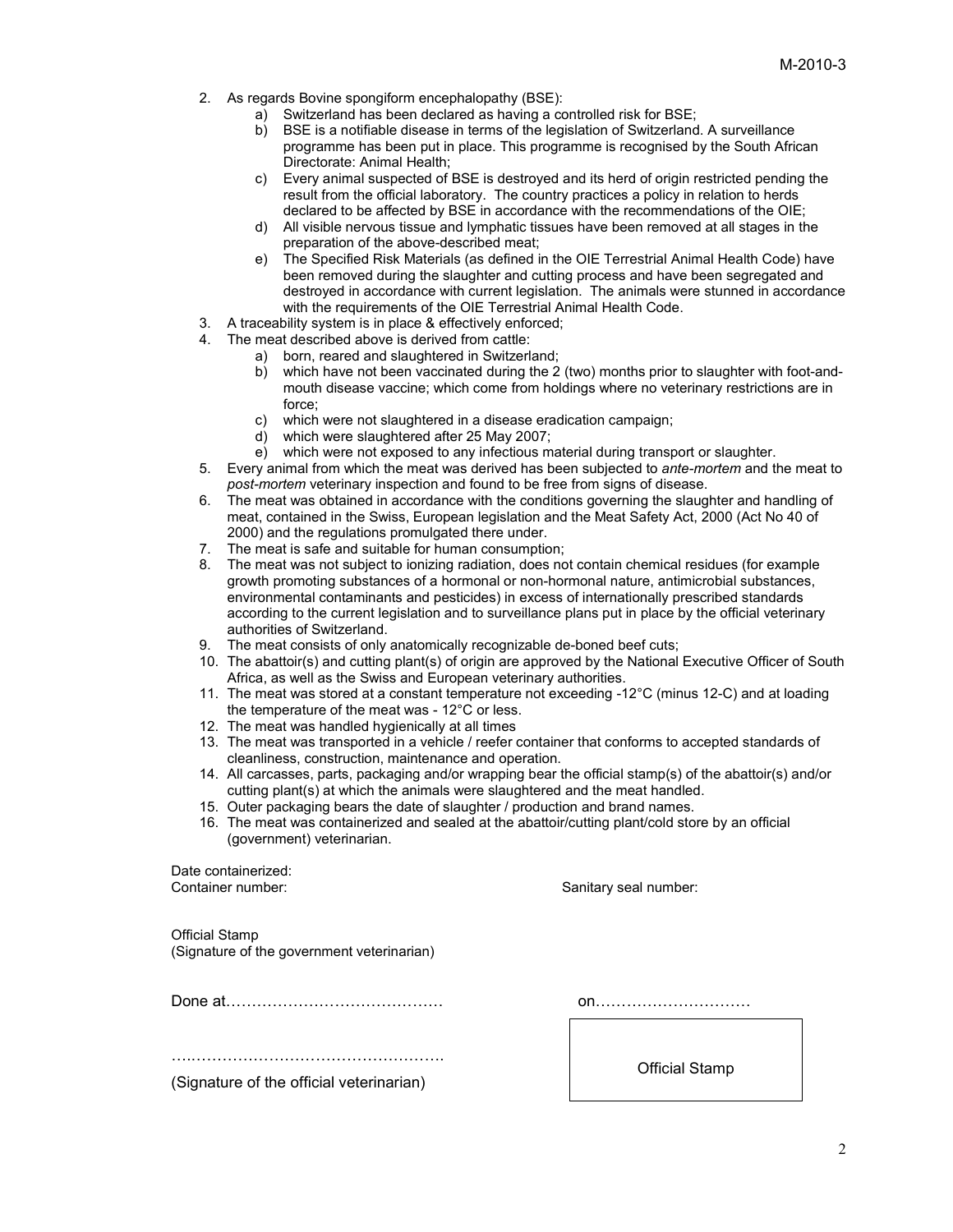2. As regards Bovine spongiform encephalopathy (BSE):
   a) Switzerland has been declared as having a controlled risk for BSE;
   b) BSE is a notifiable disease in terms of the legislation of Switzerland. A surveillance programme has been put in place. This programme is recognised by the South African Directorate: Animal Health;
   c) Every animal suspected of BSE is destroyed and its herd of origin restricted pending the result from the official laboratory. The country practices a policy in relation to herds declared to be affected by BSE in accordance with the recommendations of the OIE;
   d) All visible nervous tissue and lymphatic tissues have been removed at all stages in the preparation of the above-described meat;
   e) The Specified Risk Materials (as defined in the OIE Terrestrial Animal Health Code) have been removed during the slaughter and cutting process and have been segregated and destroyed in accordance with current legislation. The animals were stunned in accordance with the requirements of the OIE Terrestrial Animal Health Code.
3. A traceability system is in place & effectively enforced;
4. The meat described above is derived from cattle:
   a) born, reared and slaughtered in Switzerland;
   b) which have not been vaccinated during the 2 (two) months prior to slaughter with foot-and-mouth disease vaccine; which come from holdings where no veterinary restrictions are in force;
   c) which were not slaughtered in a disease eradication campaign;
   d) which were slaughtered after 25 May 2007;
   e) which were not exposed to any infectious material during transport or slaughter.
5. Every animal from which the meat was derived has been subjected to *ante-mortem* and the meat to *post-mortem* veterinary inspection and found to be free from signs of disease.
6. The meat was obtained in accordance with the conditions governing the slaughter and handling of meat, contained in the Swiss, European legislation and the Meat Safety Act, 2000 (Act No 40 of 2000) and the regulations promulgated there under.
7. The meat is safe and suitable for human consumption;
8. The meat was not subject to ionizing radiation, does not contain chemical residues (for example growth promoting substances of a hormonal or non-hormonal nature, antimicrobial substances, environmental contaminants and pesticides) in excess of internationally prescribed standards according to the current legislation and to surveillance plans put in place by the official veterinary authorities of Switzerland.
9. The meat consists of only anatomically recognizable de-boned beef cuts;
10. The abattoir(s) and cutting plant(s) of origin are approved by the National Executive Officer of South Africa, as well as the Swiss and European veterinary authorities.
11. The meat was stored at a constant temperature not exceeding -12°C (minus 12-C) and at loading the temperature of the meat was - 12°C or less.
12. The meat was handled hygienically at all times
13. The meat was transported in a vehicle / reefer container that conforms to accepted standards of cleanliness, construction, maintenance and operation.
14. All carcasses, parts, packaging and/or wrapping bear the official stamp(s) of the abattoir(s) and/or cutting plant(s) at which the animals were slaughtered and the meat handled.
15. Outer packaging bears the date of slaughter / production and brand names.
16. The meat was containerized and sealed at the abattoir/cutting plant/cold store by an official (government) veterinarian.

Date containerized:

Container number: Sanitary seal number:

Official Stamp
(Signature of the government veterinarian)

Done at…………………………………… on…………………………

………………………………………………

(Signature of the official veterinarian)

Official Stamp